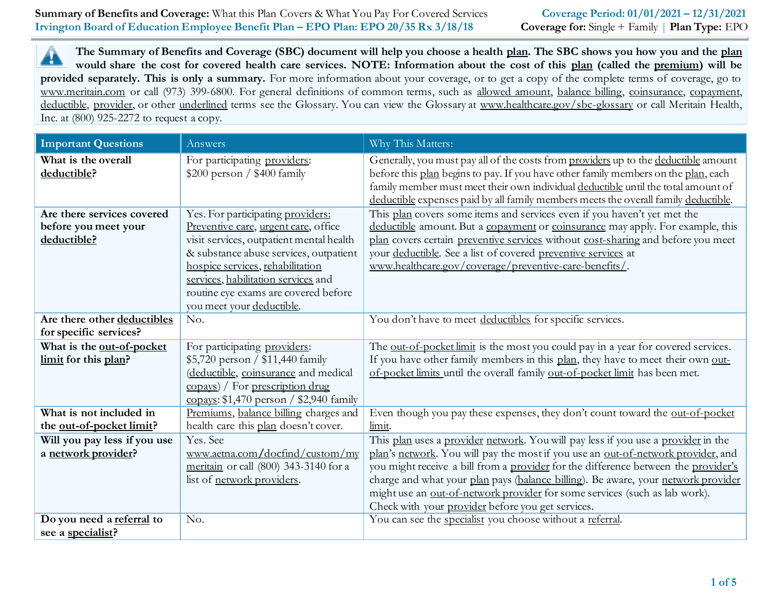**Summary of Benefits and Coverage:** What this Plan Covers & What You Pay For Covered Services
**Irvington Board of Education Employee Benefit Plan – EPO Plan: EPO 20/35 Rx 3/18/18**

**Coverage Period: 01/01/2021 – 12/31/2021**
**Coverage for:** Single + Family | **Plan Type:** EPO

**The Summary of Benefits and Coverage (SBC) document will help you choose a health plan. The SBC shows you how you and the plan would share the cost for covered health care services. NOTE: Information about the cost of this plan (called the premium) will be provided separately. This is only a summary.** For more information about your coverage, or to get a copy of the complete terms of coverage, go to www.meritain.com or call (973) 399-6800. For general definitions of common terms, such as allowed amount, balance billing, coinsurance, copayment, deductible, provider, or other underlined terms see the Glossary. You can view the Glossary at www.healthcare.gov/sbc-glossary or call Meritain Health, Inc. at (800) 925-2272 to request a copy.

| Important Questions | Answers | Why This Matters: |
|---|---|---|
| **What is the overall deductible?** | For participating providers: $200 person / $400 family | Generally, you must pay all of the costs from providers up to the deductible amount before this plan begins to pay. If you have other family members on the plan, each family member must meet their own individual deductible until the total amount of deductible expenses paid by all family members meets the overall family deductible. |
| **Are there services covered before you meet your deductible?** | Yes. For participating providers: Preventive care, urgent care, office visit services, outpatient mental health & substance abuse services, outpatient hospice services, rehabilitation services, habilitation services and routine eye exams are covered before you meet your deductible. | This plan covers some items and services even if you haven't yet met the deductible amount. But a copayment or coinsurance may apply. For example, this plan covers certain preventive services without cost-sharing and before you meet your deductible. See a list of covered preventive services at www.healthcare.gov/coverage/preventive-care-benefits/. |
| **Are there other deductibles for specific services?** | No. | You don't have to meet deductibles for specific services. |
| **What is the out-of-pocket limit for this plan?** | For participating providers: $5,720 person / $11,440 family (deductible, coinsurance and medical copays) / For prescription drug copays: $1,470 person / $2,940 family | The out-of-pocket limit is the most you could pay in a year for covered services. If you have other family members in this plan, they have to meet their own out-of-pocket limits until the overall family out-of-pocket limit has been met. |
| **What is not included in the out-of-pocket limit?** | Premiums, balance billing charges and health care this plan doesn't cover. | Even though you pay these expenses, they don't count toward the out-of-pocket limit. |
| **Will you pay less if you use a network provider?** | Yes. See www.aetna.com/docfind/custom/mymeritain or call (800) 343-3140 for a list of network providers. | This plan uses a provider network. You will pay less if you use a provider in the plan's network. You will pay the most if you use an out-of-network provider, and you might receive a bill from a provider for the difference between the provider's charge and what your plan pays (balance billing). Be aware, your network provider might use an out-of-network provider for some services (such as lab work). Check with your provider before you get services. |
| **Do you need a referral to see a specialist?** | No. | You can see the specialist you choose without a referral. |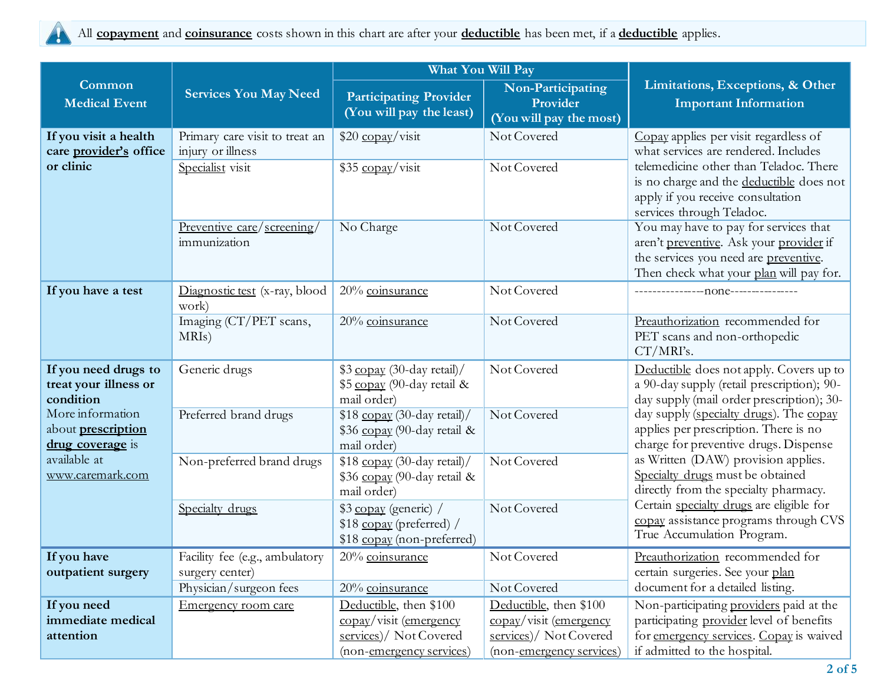All **copayment** and **coinsurance** costs shown in this chart are after your **deductible** has been met, if a **deductible** applies.

| Common Medical Event | Services You May Need | What You Will Pay | | Limitations, Exceptions, & Other Important Information |
|---|---|---|---|---|
| | | Participating Provider (You will pay the least) | Non-Participating Provider (You will pay the most) | |
| **If you visit a health care provider's office or clinic** | Primary care visit to treat an injury or illness | $20 copay/visit | Not Covered | Copay applies per visit regardless of what services are rendered. Includes telemedicine other than Teladoc. There is no charge and the deductible does not apply if you receive consultation services through Teladoc. |
| | Specialist visit | $35 copay/visit | Not Covered | |
| | Preventive care/screening/ immunization | No Charge | Not Covered | You may have to pay for services that aren't preventive. Ask your provider if the services you need are preventive. Then check what your plan will pay for. |
| **If you have a test** | Diagnostic test (x-ray, blood work) | 20% coinsurance | Not Covered | ---------------none--------------- |
| | Imaging (CT/PET scans, MRIs) | 20% coinsurance | Not Covered | Preauthorization recommended for PET scans and non-orthopedic CT/MRI's. |
| **If you need drugs to treat your illness or condition** More information about **prescription drug coverage** is available at www.caremark.com | Generic drugs | $3 copay (30-day retail)/ $5 copay (90-day retail & mail order) | Not Covered | Deductible does not apply. Covers up to a 90-day supply (retail prescription); 90-day supply (mail order prescription); 30-day supply (specialty drugs). The copay applies per prescription. There is no charge for preventive drugs. Dispense as Written (DAW) provision applies. Specialty drugs must be obtained directly from the specialty pharmacy. Certain specialty drugs are eligible for copay assistance programs through CVS True Accumulation Program. |
| | Preferred brand drugs | $18 copay (30-day retail)/ $36 copay (90-day retail & mail order) | Not Covered | |
| | Non-preferred brand drugs | $18 copay (30-day retail)/ $36 copay (90-day retail & mail order) | Not Covered | |
| | Specialty drugs | $3 copay (generic) / $18 copay (preferred) / $18 copay (non-preferred) | Not Covered | |
| **If you have outpatient surgery** | Facility fee (e.g., ambulatory surgery center) | 20% coinsurance | Not Covered | Preauthorization recommended for certain surgeries. See your plan document for a detailed listing. |
| | Physician/surgeon fees | 20% coinsurance | Not Covered | |
| **If you need immediate medical attention** | Emergency room care | Deductible, then $100 copay/visit (emergency services)/ Not Covered (non-emergency services) | Deductible, then $100 copay/visit (emergency services)/ Not Covered (non-emergency services) | Non-participating providers paid at the participating provider level of benefits for emergency services. Copay is waived if admitted to the hospital. |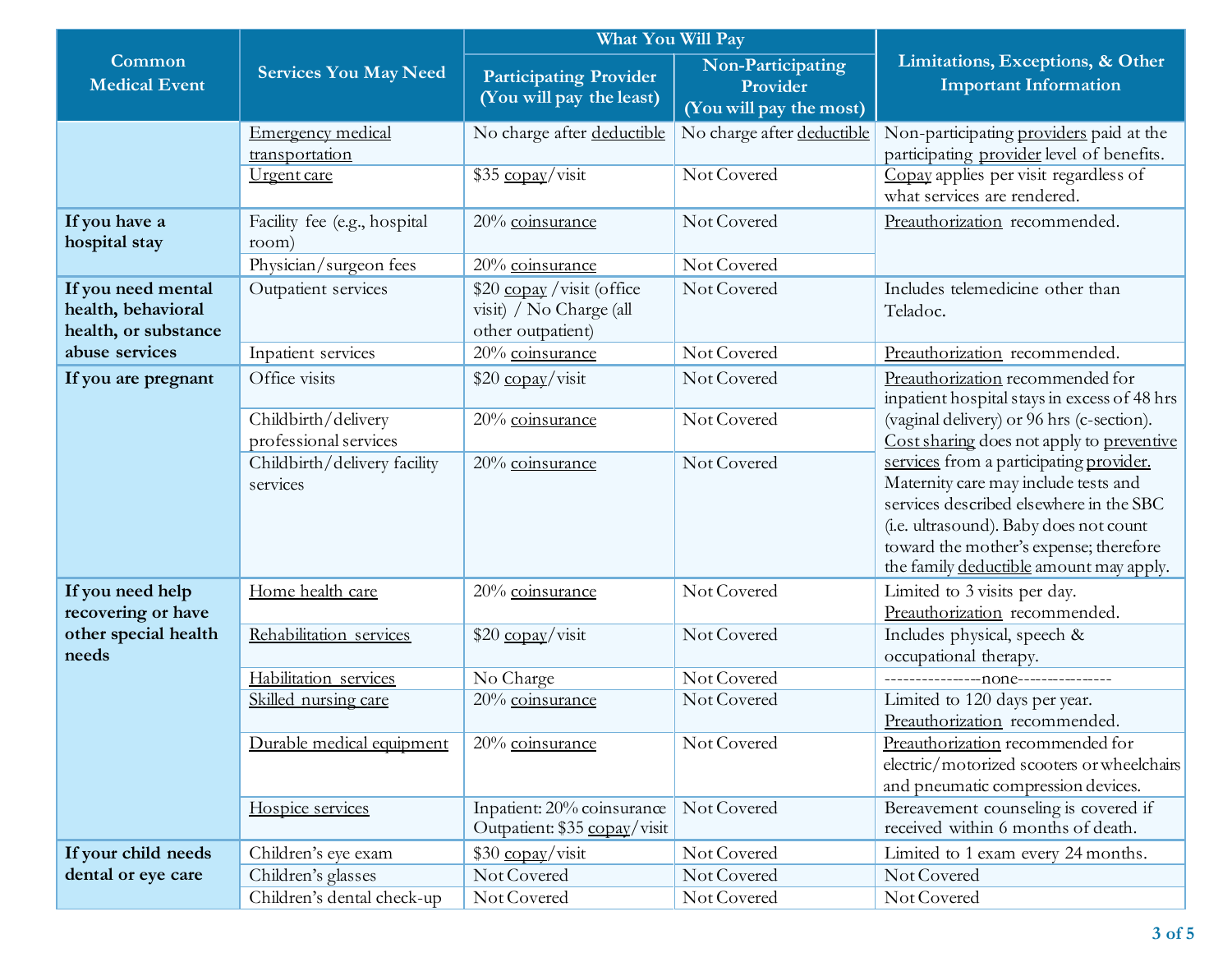| Common Medical Event | Services You May Need | What You Will Pay | | Limitations, Exceptions, & Other Important Information |
|---|---|---|---|---|
| | | Participating Provider (You will pay the least) | Non-Participating Provider (You will pay the most) | |
| | Emergency medical transportation | No charge after deductible | No charge after deductible | Non-participating providers paid at the participating provider level of benefits. |
| | Urgent care | $35 copay/visit | Not Covered | Copay applies per visit regardless of what services are rendered. |
| If you have a hospital stay | Facility fee (e.g., hospital room) | 20% coinsurance | Not Covered | Preauthorization recommended. |
| | Physician/surgeon fees | 20% coinsurance | Not Covered | |
| If you need mental health, behavioral health, or substance abuse services | Outpatient services | $20 copay /visit (office visit) / No Charge (all other outpatient) | Not Covered | Includes telemedicine other than Teladoc. |
| | Inpatient services | 20% coinsurance | Not Covered | Preauthorization recommended. |
| If you are pregnant | Office visits | $20 copay/visit | Not Covered | Preauthorization recommended for inpatient hospital stays in excess of 48 hrs (vaginal delivery) or 96 hrs (c-section). Cost sharing does not apply to preventive services from a participating provider. Maternity care may include tests and services described elsewhere in the SBC (i.e. ultrasound). Baby does not count toward the mother's expense; therefore the family deductible amount may apply. |
| | Childbirth/delivery professional services | 20% coinsurance | Not Covered | |
| | Childbirth/delivery facility services | 20% coinsurance | Not Covered | |
| If you need help recovering or have other special health needs | Home health care | 20% coinsurance | Not Covered | Limited to 3 visits per day. Preauthorization recommended. |
| | Rehabilitation services | $20 copay/visit | Not Covered | Includes physical, speech & occupational therapy. |
| | Habilitation services | No Charge | Not Covered | ---------------none--------------- |
| | Skilled nursing care | 20% coinsurance | Not Covered | Limited to 120 days per year. Preauthorization recommended. |
| | Durable medical equipment | 20% coinsurance | Not Covered | Preauthorization recommended for electric/motorized scooters or wheelchairs and pneumatic compression devices. |
| | Hospice services | Inpatient: 20% coinsurance Outpatient: $35 copay/visit | Not Covered | Bereavement counseling is covered if received within 6 months of death. |
| If your child needs dental or eye care | Children's eye exam | $30 copay/visit | Not Covered | Limited to 1 exam every 24 months. |
| | Children's glasses | Not Covered | Not Covered | Not Covered |
| | Children's dental check-up | Not Covered | Not Covered | Not Covered |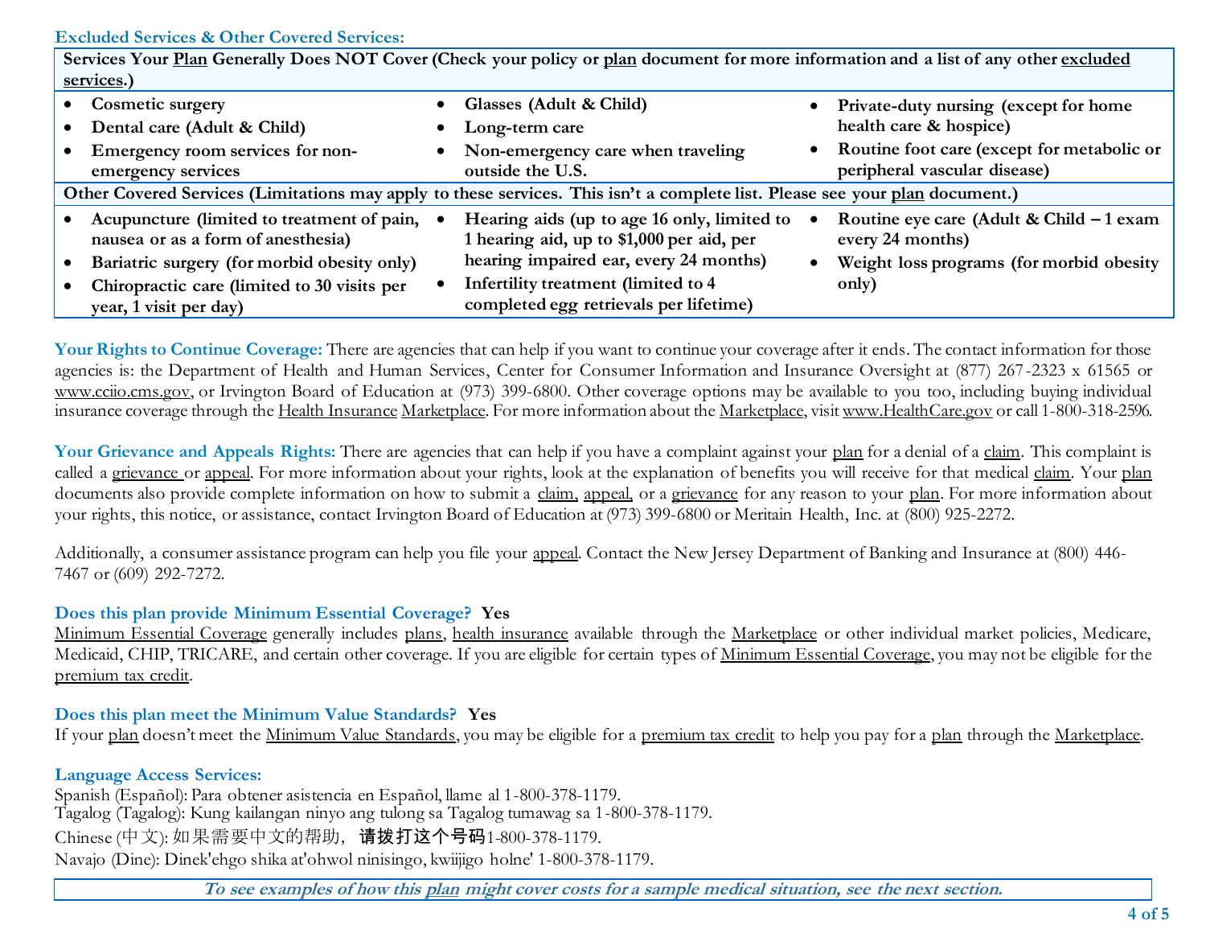**Excluded Services & Other Covered Services:**

| Services Your Plan Generally Does NOT Cover (Check your policy or plan document for more information and a list of any other excluded services.) | | |
|---|---|---|
| • Cosmetic surgery<br>• Dental care (Adult & Child)<br>• Emergency room services for non-emergency services | • Glasses (Adult & Child)<br>• Long-term care<br>• Non-emergency care when traveling outside the U.S. | • Private-duty nursing (except for home health care & hospice)<br>• Routine foot care (except for metabolic or peripheral vascular disease) |
| **Other Covered Services (Limitations may apply to these services. This isn't a complete list. Please see your plan document.)** | | |
| • Acupuncture (limited to treatment of pain, nausea or as a form of anesthesia)<br>• Bariatric surgery (for morbid obesity only)<br>• Chiropractic care (limited to 30 visits per year, 1 visit per day) | • Hearing aids (up to age 16 only, limited to 1 hearing aid, up to $1,000 per aid, per hearing impaired ear, every 24 months)<br>• Infertility treatment (limited to 4 completed egg retrievals per lifetime) | • Routine eye care (Adult & Child – 1 exam every 24 months)<br>• Weight loss programs (for morbid obesity only) |

**Your Rights to Continue Coverage:** There are agencies that can help if you want to continue your coverage after it ends. The contact information for those agencies is: the Department of Health and Human Services, Center for Consumer Information and Insurance Oversight at (877) 267-2323 x 61565 or www.cciio.cms.gov, or Irvington Board of Education at (973) 399-6800. Other coverage options may be available to you too, including buying individual insurance coverage through the Health Insurance Marketplace. For more information about the Marketplace, visit www.HealthCare.gov or call 1-800-318-2596.

**Your Grievance and Appeals Rights:** There are agencies that can help if you have a complaint against your plan for a denial of a claim. This complaint is called a grievance or appeal. For more information about your rights, look at the explanation of benefits you will receive for that medical claim. Your plan documents also provide complete information on how to submit a claim, appeal, or a grievance for any reason to your plan. For more information about your rights, this notice, or assistance, contact Irvington Board of Education at (973) 399-6800 or Meritain Health, Inc. at (800) 925-2272.

Additionally, a consumer assistance program can help you file your appeal. Contact the New Jersey Department of Banking and Insurance at (800) 446-7467 or (609) 292-7272.

**Does this plan provide Minimum Essential Coverage? Yes**

Minimum Essential Coverage generally includes plans, health insurance available through the Marketplace or other individual market policies, Medicare, Medicaid, CHIP, TRICARE, and certain other coverage. If you are eligible for certain types of Minimum Essential Coverage, you may not be eligible for the premium tax credit.

**Does this plan meet the Minimum Value Standards? Yes**

If your plan doesn't meet the Minimum Value Standards, you may be eligible for a premium tax credit to help you pay for a plan through the Marketplace.

**Language Access Services:**

Spanish (Español): Para obtener asistencia en Español, llame al 1-800-378-1179.
Tagalog (Tagalog): Kung kailangan ninyo ang tulong sa Tagalog tumawag sa 1-800-378-1179.
Chinese (中文): 如果需要中文的帮助，请拨打这个号码1-800-378-1179.
Navajo (Dine): Dinek'ehgo shika at'ohwol ninisingo, kwiijigo holne' 1-800-378-1179.

*To see examples of how this plan might cover costs for a sample medical situation, see the next section.*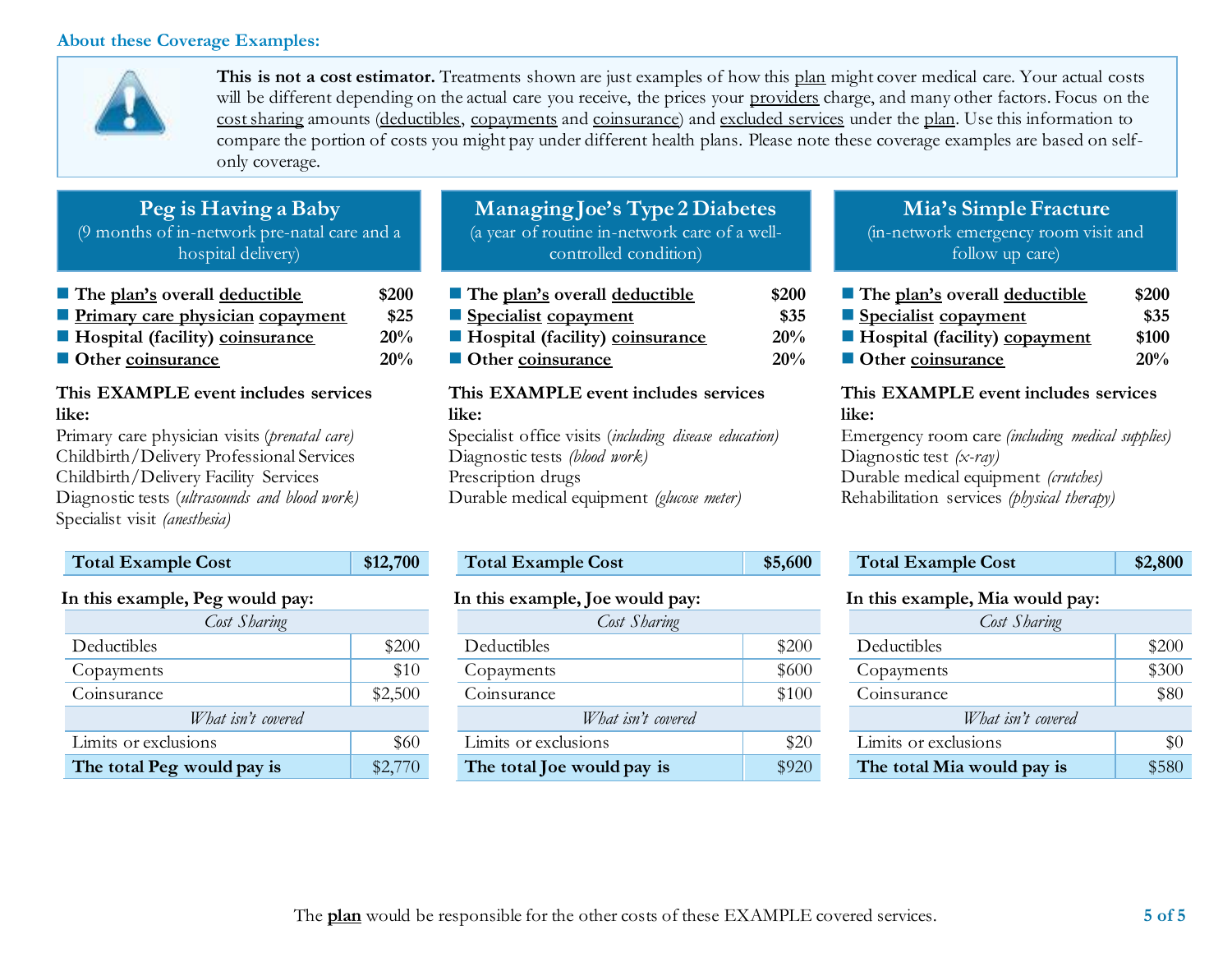**About these Coverage Examples:**

**This is not a cost estimator.** Treatments shown are just examples of how this plan might cover medical care. Your actual costs will be different depending on the actual care you receive, the prices your providers charge, and many other factors. Focus on the cost sharing amounts (deductibles, copayments and coinsurance) and excluded services under the plan. Use this information to compare the portion of costs you might pay under different health plans. Please note these coverage examples are based on self-only coverage.

## Peg is Having a Baby

(9 months of in-network pre-natal care and a hospital delivery)

- **The plan's overall deductible** **$200**
- **Primary care physician copayment** **$25**
- **Hospital (facility) coinsurance** **20%**
- **Other coinsurance** **20%**

**This EXAMPLE event includes services like:**

Primary care physician visits *(prenatal care)*
Childbirth/Delivery Professional Services
Childbirth/Delivery Facility Services
Diagnostic tests *(ultrasounds and blood work)*
Specialist visit *(anesthesia)*

| **Total Example Cost** | **$12,700** |
|---|---|

**In this example, Peg would pay:**

| *Cost Sharing* | |
|---|---|
| Deductibles | $200 |
| Copayments | $10 |
| Coinsurance | $2,500 |
| *What isn't covered* | |
| Limits or exclusions | $60 |
| **The total Peg would pay is** | $2,770 |

## Managing Joe's Type 2 Diabetes

(a year of routine in-network care of a well-controlled condition)

- **The plan's overall deductible** **$200**
- **Specialist copayment** **$35**
- **Hospital (facility) coinsurance** **20%**
- **Other coinsurance** **20%**

**This EXAMPLE event includes services like:**

Specialist office visits *(including disease education)*
Diagnostic tests *(blood work)*
Prescription drugs
Durable medical equipment *(glucose meter)*

| **Total Example Cost** | **$5,600** |
|---|---|

**In this example, Joe would pay:**

| *Cost Sharing* | |
|---|---|
| Deductibles | $200 |
| Copayments | $600 |
| Coinsurance | $100 |
| *What isn't covered* | |
| Limits or exclusions | $20 |
| **The total Joe would pay is** | $920 |

## Mia's Simple Fracture

(in-network emergency room visit and follow up care)

- **The plan's overall deductible** **$200**
- **Specialist copayment** **$35**
- **Hospital (facility) copayment** **$100**
- **Other coinsurance** **20%**

**This EXAMPLE event includes services like:**

Emergency room care *(including medical supplies)*
Diagnostic test *(x-ray)*
Durable medical equipment *(crutches)*
Rehabilitation services *(physical therapy)*

| **Total Example Cost** | **$2,800** |
|---|---|

**In this example, Mia would pay:**

| *Cost Sharing* | |
|---|---|
| Deductibles | $200 |
| Copayments | $300 |
| Coinsurance | $80 |
| *What isn't covered* | |
| Limits or exclusions | $0 |
| **The total Mia would pay is** | $580 |

The **plan** would be responsible for the other costs of these EXAMPLE covered services.